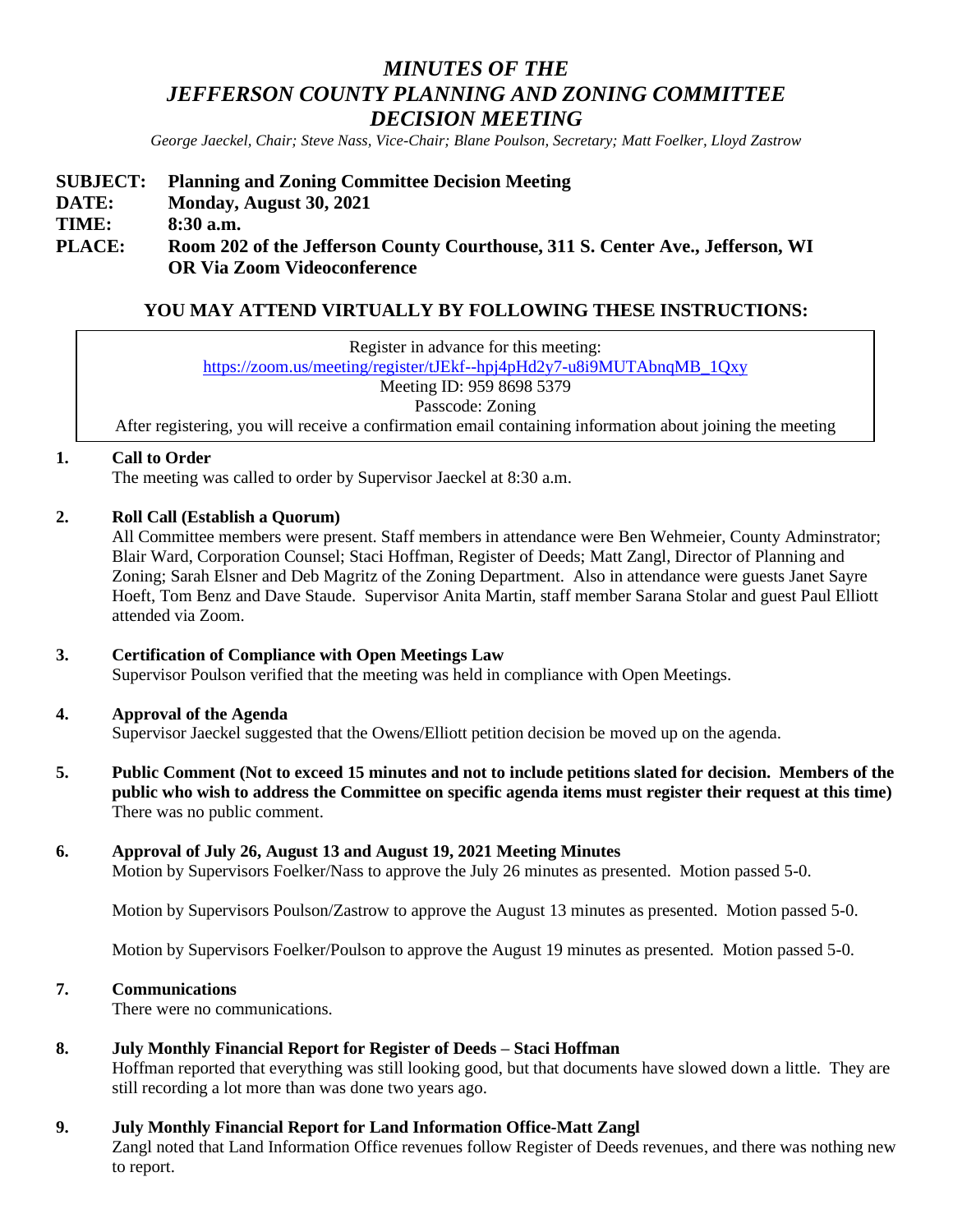# *MINUTES OF THE JEFFERSON COUNTY PLANNING AND ZONING COMMITTEE DECISION MEETING*

*George Jaeckel, Chair; Steve Nass, Vice-Chair; Blane Poulson, Secretary; Matt Foelker, Lloyd Zastrow*

**SUBJECT: Planning and Zoning Committee Decision Meeting**
**DATE: Monday, August 30, 2021**
**TIME: 8:30 a.m.**
**PLACE: Room 202 of the Jefferson County Courthouse, 311 S. Center Ave., Jefferson, WI OR Via Zoom Videoconference**

## YOU MAY ATTEND VIRTUALLY BY FOLLOWING THESE INSTRUCTIONS:

Register in advance for this meeting:
https://zoom.us/meeting/register/tJEkf--hpj4pHd2y7-u8i9MUTAbnqMB_1Qxy
Meeting ID: 959 8698 5379
Passcode: Zoning
After registering, you will receive a confirmation email containing information about joining the meeting

**1. Call to Order**

The meeting was called to order by Supervisor Jaeckel at 8:30 a.m.

**2. Roll Call (Establish a Quorum)**

All Committee members were present. Staff members in attendance were Ben Wehmeier, County Adminstrator; Blair Ward, Corporation Counsel; Staci Hoffman, Register of Deeds; Matt Zangl, Director of Planning and Zoning; Sarah Elsner and Deb Magritz of the Zoning Department. Also in attendance were guests Janet Sayre Hoeft, Tom Benz and Dave Staude. Supervisor Anita Martin, staff member Sarana Stolar and guest Paul Elliott attended via Zoom.

**3. Certification of Compliance with Open Meetings Law**

Supervisor Poulson verified that the meeting was held in compliance with Open Meetings.

**4. Approval of the Agenda**

Supervisor Jaeckel suggested that the Owens/Elliott petition decision be moved up on the agenda.

**5. Public Comment (Not to exceed 15 minutes and not to include petitions slated for decision. Members of the public who wish to address the Committee on specific agenda items must register their request at this time)**

There was no public comment.

**6. Approval of July 26, August 13 and August 19, 2021 Meeting Minutes**

Motion by Supervisors Foelker/Nass to approve the July 26 minutes as presented. Motion passed 5-0.

Motion by Supervisors Poulson/Zastrow to approve the August 13 minutes as presented. Motion passed 5-0.

Motion by Supervisors Foelker/Poulson to approve the August 19 minutes as presented. Motion passed 5-0.

**7. Communications**

There were no communications.

**8. July Monthly Financial Report for Register of Deeds – Staci Hoffman**

Hoffman reported that everything was still looking good, but that documents have slowed down a little. They are still recording a lot more than was done two years ago.

**9. July Monthly Financial Report for Land Information Office-Matt Zangl**

Zangl noted that Land Information Office revenues follow Register of Deeds revenues, and there was nothing new to report.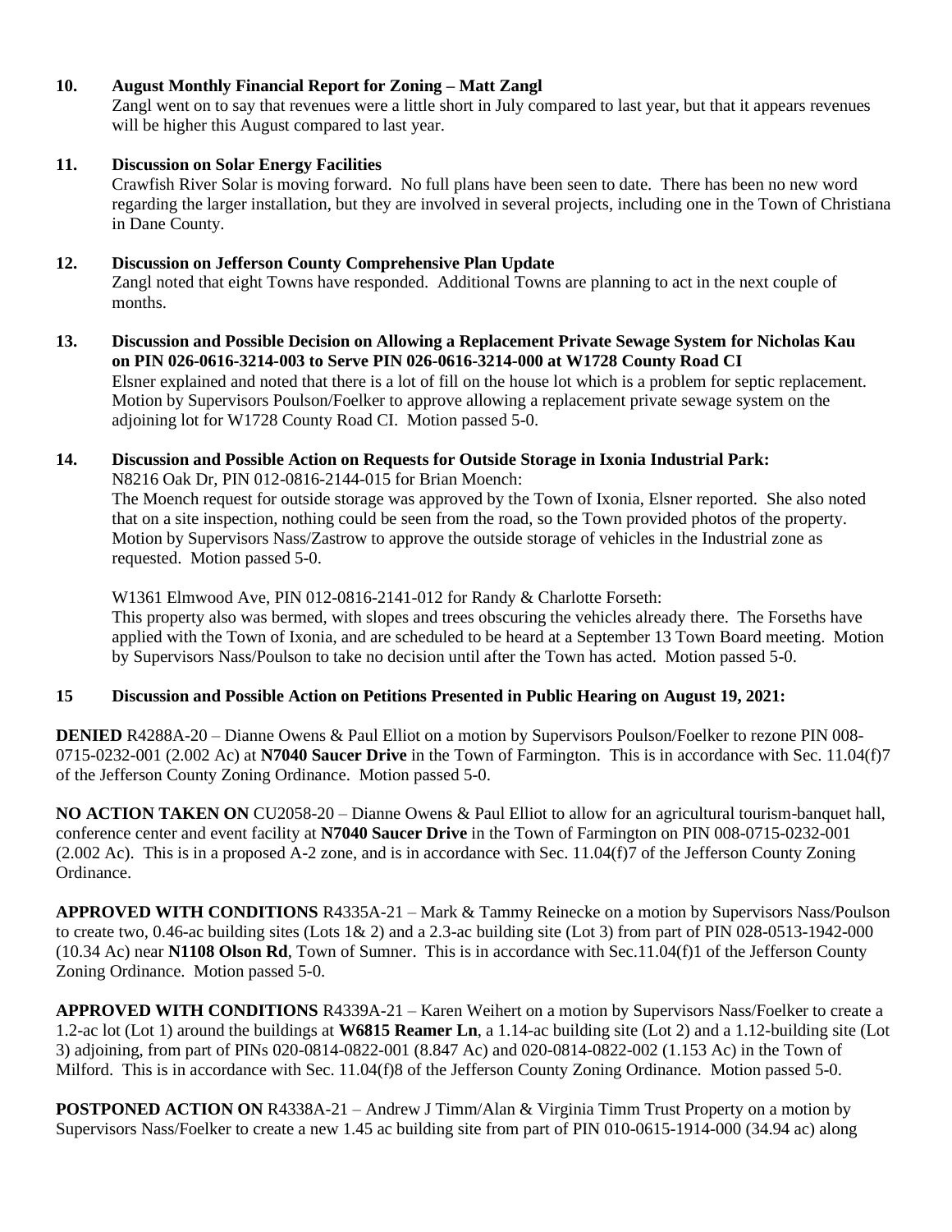**10. August Monthly Financial Report for Zoning – Matt Zangl**

Zangl went on to say that revenues were a little short in July compared to last year, but that it appears revenues will be higher this August compared to last year.

**11. Discussion on Solar Energy Facilities**

Crawfish River Solar is moving forward. No full plans have been seen to date. There has been no new word regarding the larger installation, but they are involved in several projects, including one in the Town of Christiana in Dane County.

**12. Discussion on Jefferson County Comprehensive Plan Update**

Zangl noted that eight Towns have responded. Additional Towns are planning to act in the next couple of months.

**13. Discussion and Possible Decision on Allowing a Replacement Private Sewage System for Nicholas Kau on PIN 026-0616-3214-003 to Serve PIN 026-0616-3214-000 at W1728 County Road CI**

Elsner explained and noted that there is a lot of fill on the house lot which is a problem for septic replacement. Motion by Supervisors Poulson/Foelker to approve allowing a replacement private sewage system on the adjoining lot for W1728 County Road CI. Motion passed 5-0.

**14. Discussion and Possible Action on Requests for Outside Storage in Ixonia Industrial Park:**

N8216 Oak Dr, PIN 012-0816-2144-015 for Brian Moench:

The Moench request for outside storage was approved by the Town of Ixonia, Elsner reported. She also noted that on a site inspection, nothing could be seen from the road, so the Town provided photos of the property. Motion by Supervisors Nass/Zastrow to approve the outside storage of vehicles in the Industrial zone as requested. Motion passed 5-0.

W1361 Elmwood Ave, PIN 012-0816-2141-012 for Randy & Charlotte Forseth:

This property also was bermed, with slopes and trees obscuring the vehicles already there. The Forseths have applied with the Town of Ixonia, and are scheduled to be heard at a September 13 Town Board meeting. Motion by Supervisors Nass/Poulson to take no decision until after the Town has acted. Motion passed 5-0.

**15 Discussion and Possible Action on Petitions Presented in Public Hearing on August 19, 2021:**

**DENIED** R4288A-20 – Dianne Owens & Paul Elliot on a motion by Supervisors Poulson/Foelker to rezone PIN 008-0715-0232-001 (2.002 Ac) at **N7040 Saucer Drive** in the Town of Farmington. This is in accordance with Sec. 11.04(f)7 of the Jefferson County Zoning Ordinance. Motion passed 5-0.

**NO ACTION TAKEN ON** CU2058-20 – Dianne Owens & Paul Elliot to allow for an agricultural tourism-banquet hall, conference center and event facility at **N7040 Saucer Drive** in the Town of Farmington on PIN 008-0715-0232-001 (2.002 Ac). This is in a proposed A-2 zone, and is in accordance with Sec. 11.04(f)7 of the Jefferson County Zoning Ordinance.

**APPROVED WITH CONDITIONS** R4335A-21 – Mark & Tammy Reinecke on a motion by Supervisors Nass/Poulson to create two, 0.46-ac building sites (Lots 1& 2) and a 2.3-ac building site (Lot 3) from part of PIN 028-0513-1942-000 (10.34 Ac) near **N1108 Olson Rd**, Town of Sumner. This is in accordance with Sec.11.04(f)1 of the Jefferson County Zoning Ordinance. Motion passed 5-0.

**APPROVED WITH CONDITIONS** R4339A-21 – Karen Weihert on a motion by Supervisors Nass/Foelker to create a 1.2-ac lot (Lot 1) around the buildings at **W6815 Reamer Ln**, a 1.14-ac building site (Lot 2) and a 1.12-building site (Lot 3) adjoining, from part of PINs 020-0814-0822-001 (8.847 Ac) and 020-0814-0822-002 (1.153 Ac) in the Town of Milford. This is in accordance with Sec. 11.04(f)8 of the Jefferson County Zoning Ordinance. Motion passed 5-0.

**POSTPONED ACTION ON** R4338A-21 – Andrew J Timm/Alan & Virginia Timm Trust Property on a motion by Supervisors Nass/Foelker to create a new 1.45 ac building site from part of PIN 010-0615-1914-000 (34.94 ac) along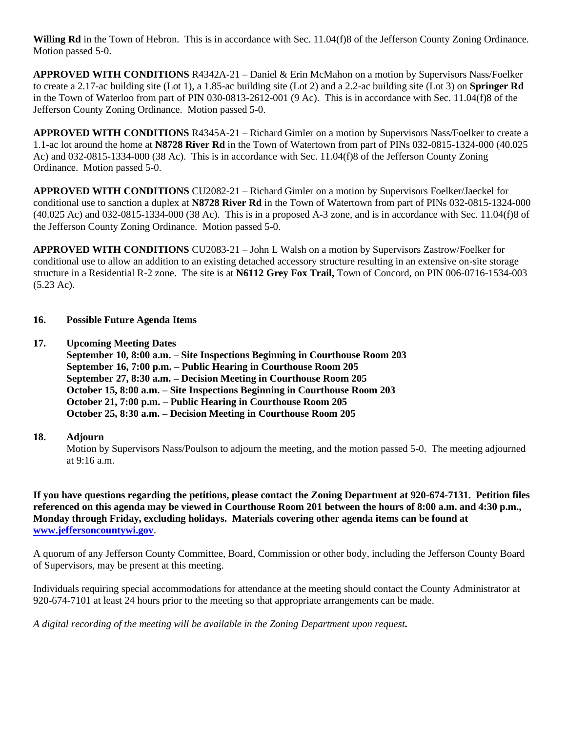**Willing Rd** in the Town of Hebron. This is in accordance with Sec. 11.04(f)8 of the Jefferson County Zoning Ordinance. Motion passed 5-0.

**APPROVED WITH CONDITIONS** R4342A-21 – Daniel & Erin McMahon on a motion by Supervisors Nass/Foelker to create a 2.17-ac building site (Lot 1), a 1.85-ac building site (Lot 2) and a 2.2-ac building site (Lot 3) on **Springer Rd** in the Town of Waterloo from part of PIN 030-0813-2612-001 (9 Ac). This is in accordance with Sec. 11.04(f)8 of the Jefferson County Zoning Ordinance. Motion passed 5-0.

**APPROVED WITH CONDITIONS** R4345A-21 – Richard Gimler on a motion by Supervisors Nass/Foelker to create a 1.1-ac lot around the home at **N8728 River Rd** in the Town of Watertown from part of PINs 032-0815-1324-000 (40.025 Ac) and 032-0815-1334-000 (38 Ac). This is in accordance with Sec. 11.04(f)8 of the Jefferson County Zoning Ordinance. Motion passed 5-0.

**APPROVED WITH CONDITIONS** CU2082-21 – Richard Gimler on a motion by Supervisors Foelker/Jaeckel for conditional use to sanction a duplex at **N8728 River Rd** in the Town of Watertown from part of PINs 032-0815-1324-000 (40.025 Ac) and 032-0815-1334-000 (38 Ac). This is in a proposed A-3 zone, and is in accordance with Sec. 11.04(f)8 of the Jefferson County Zoning Ordinance. Motion passed 5-0.

**APPROVED WITH CONDITIONS** CU2083-21 – John L Walsh on a motion by Supervisors Zastrow/Foelker for conditional use to allow an addition to an existing detached accessory structure resulting in an extensive on-site storage structure in a Residential R-2 zone. The site is at **N6112 Grey Fox Trail,** Town of Concord, on PIN 006-0716-1534-003 (5.23 Ac).

**16. Possible Future Agenda Items**

**17. Upcoming Meeting Dates**

**September 10, 8:00 a.m. – Site Inspections Beginning in Courthouse Room 203**
**September 16, 7:00 p.m. – Public Hearing in Courthouse Room 205**
**September 27, 8:30 a.m. – Decision Meeting in Courthouse Room 205**
**October 15, 8:00 a.m. – Site Inspections Beginning in Courthouse Room 203**
**October 21, 7:00 p.m. – Public Hearing in Courthouse Room 205**
**October 25, 8:30 a.m. – Decision Meeting in Courthouse Room 205**

**18. Adjourn**

Motion by Supervisors Nass/Poulson to adjourn the meeting, and the motion passed 5-0. The meeting adjourned at 9:16 a.m.

**If you have questions regarding the petitions, please contact the Zoning Department at 920-674-7131. Petition files referenced on this agenda may be viewed in Courthouse Room 201 between the hours of 8:00 a.m. and 4:30 p.m., Monday through Friday, excluding holidays. Materials covering other agenda items can be found at [www.jeffersoncountywi.gov](http://www.jeffersoncountywi.gov).**

A quorum of any Jefferson County Committee, Board, Commission or other body, including the Jefferson County Board of Supervisors, may be present at this meeting.

Individuals requiring special accommodations for attendance at the meeting should contact the County Administrator at 920-674-7101 at least 24 hours prior to the meeting so that appropriate arrangements can be made.

*A digital recording of the meeting will be available in the Zoning Department upon request.*